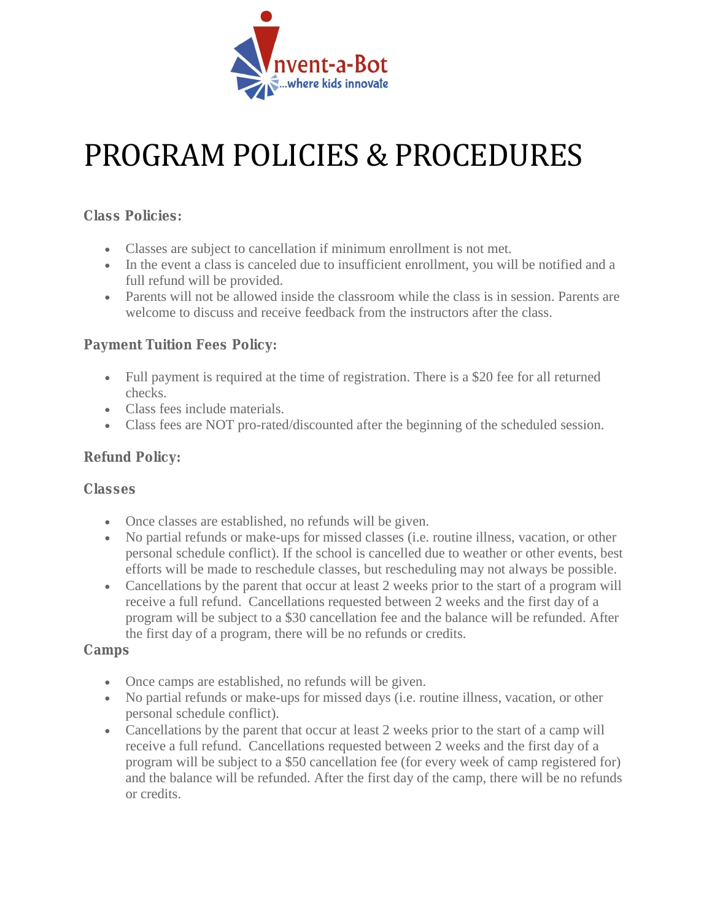# PROGRAM POLICIES & PROCEDURES

### Class Policies:

- Classes are subject to cancellation if minimum enrollment is not met.
- In the event a class is canceled due to insufficient enrollment, you will be notified and a full refund will be provided.
- Parents will not be allowed inside the classroom while the class is in session. Parents are welcome to discuss and receive feedback from the instructors after the class.

### Payment Tuition Fees Policy:

- Full payment is required at the time of registration. There is a $20 fee for all returned checks.
- Class fees include materials.
- Class fees are NOT pro-rated/discounted after the beginning of the scheduled session.

### Refund Policy:

#### Classes

- Once classes are established, no refunds will be given.
- No partial refunds or make-ups for missed classes (i.e. routine illness, vacation, or other personal schedule conflict). If the school is cancelled due to weather or other events, best efforts will be made to reschedule classes, but rescheduling may not always be possible.
- Cancellations by the parent that occur at least 2 weeks prior to the start of a program will receive a full refund. Cancellations requested between 2 weeks and the first day of a program will be subject to a $30 cancellation fee and the balance will be refunded. After the first day of a program, there will be no refunds or credits.

#### Camps

- Once camps are established, no refunds will be given.
- No partial refunds or make-ups for missed days (i.e. routine illness, vacation, or other personal schedule conflict).
- Cancellations by the parent that occur at least 2 weeks prior to the start of a camp will receive a full refund. Cancellations requested between 2 weeks and the first day of a program will be subject to a $50 cancellation fee (for every week of camp registered for) and the balance will be refunded. After the first day of the camp, there will be no refunds or credits.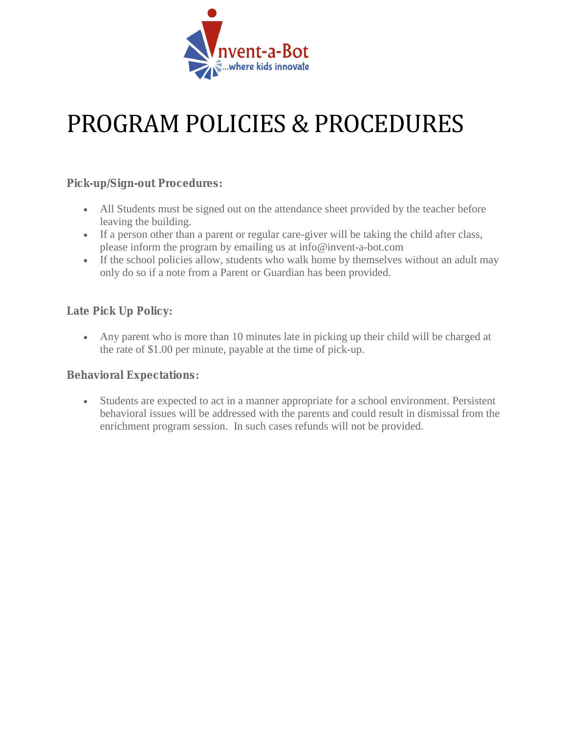# PROGRAM POLICIES & PROCEDURES

**Pick-up/Sign-out Procedures:**

- All Students must be signed out on the attendance sheet provided by the teacher before leaving the building.
- If a person other than a parent or regular care-giver will be taking the child after class, please inform the program by emailing us at info@invent-a-bot.com
- If the school policies allow, students who walk home by themselves without an adult may only do so if a note from a Parent or Guardian has been provided.

**Late Pick Up Policy:**

- Any parent who is more than 10 minutes late in picking up their child will be charged at the rate of $1.00 per minute, payable at the time of pick-up.

**Behavioral Expectations:**

- Students are expected to act in a manner appropriate for a school environment. Persistent behavioral issues will be addressed with the parents and could result in dismissal from the enrichment program session. In such cases refunds will not be provided.